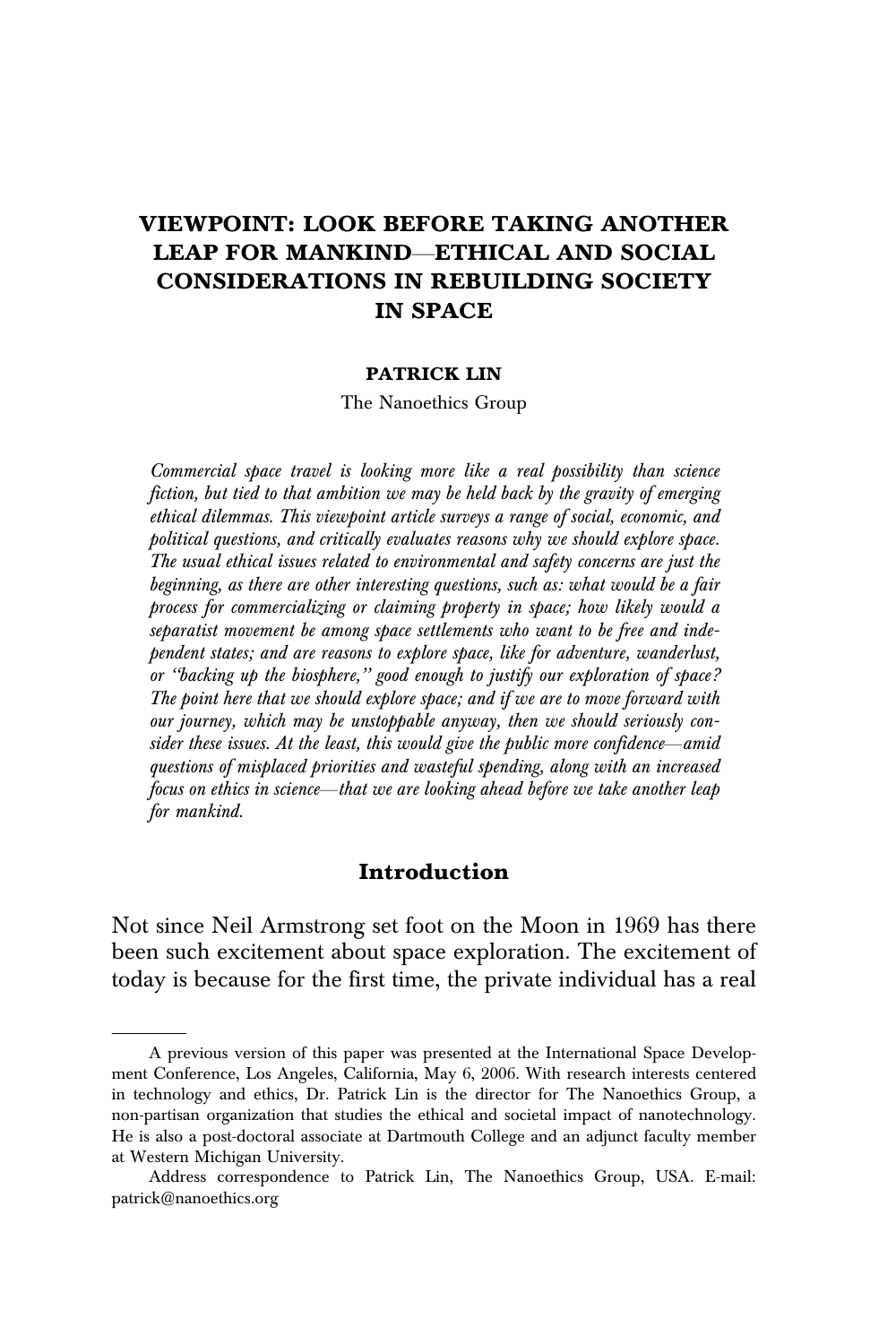# VIEWPOINT: LOOK BEFORE TAKING ANOTHER LEAP FOR MANKIND—ETHICAL AND SOCIAL CONSIDERATIONS IN REBUILDING SOCIETY IN SPACE

**PATRICK LIN**

The Nanoethics Group

*Commercial space travel is looking more like a real possibility than science fiction, but tied to that ambition we may be held back by the gravity of emerging ethical dilemmas. This viewpoint article surveys a range of social, economic, and political questions, and critically evaluates reasons why we should explore space. The usual ethical issues related to environmental and safety concerns are just the beginning, as there are other interesting questions, such as: what would be a fair process for commercializing or claiming property in space; how likely would a separatist movement be among space settlements who want to be free and independent states; and are reasons to explore space, like for adventure, wanderlust, or "backing up the biosphere," good enough to justify our exploration of space? The point here that we should explore space; and if we are to move forward with our journey, which may be unstoppable anyway, then we should seriously consider these issues. At the least, this would give the public more confidence—amid questions of misplaced priorities and wasteful spending, along with an increased focus on ethics in science—that we are looking ahead before we take another leap for mankind.*

## Introduction

Not since Neil Armstrong set foot on the Moon in 1969 has there been such excitement about space exploration. The excitement of today is because for the first time, the private individual has a real

---

A previous version of this paper was presented at the International Space Development Conference, Los Angeles, California, May 6, 2006. With research interests centered in technology and ethics, Dr. Patrick Lin is the director for The Nanoethics Group, a non-partisan organization that studies the ethical and societal impact of nanotechnology. He is also a post-doctoral associate at Dartmouth College and an adjunct faculty member at Western Michigan University.

Address correspondence to Patrick Lin, The Nanoethics Group, USA. E-mail: patrick@nanoethics.org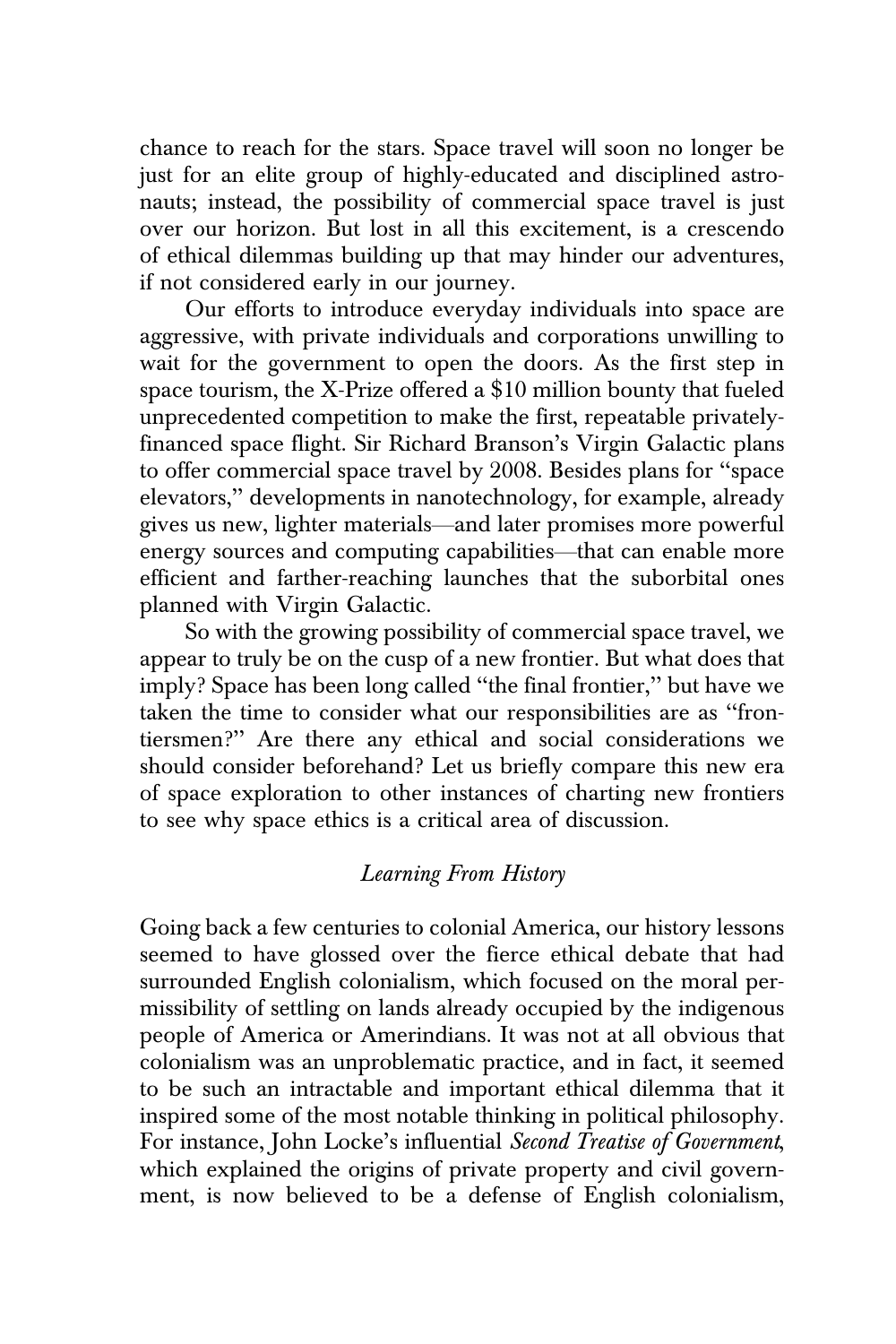chance to reach for the stars. Space travel will soon no longer be just for an elite group of highly-educated and disciplined astronauts; instead, the possibility of commercial space travel is just over our horizon. But lost in all this excitement, is a crescendo of ethical dilemmas building up that may hinder our adventures, if not considered early in our journey.

Our efforts to introduce everyday individuals into space are aggressive, with private individuals and corporations unwilling to wait for the government to open the doors. As the first step in space tourism, the X-Prize offered a $10 million bounty that fueled unprecedented competition to make the first, repeatable privately-financed space flight. Sir Richard Branson's Virgin Galactic plans to offer commercial space travel by 2008. Besides plans for "space elevators," developments in nanotechnology, for example, already gives us new, lighter materials—and later promises more powerful energy sources and computing capabilities—that can enable more efficient and farther-reaching launches that the suborbital ones planned with Virgin Galactic.

So with the growing possibility of commercial space travel, we appear to truly be on the cusp of a new frontier. But what does that imply? Space has been long called "the final frontier," but have we taken the time to consider what our responsibilities are as "frontiersmen?" Are there any ethical and social considerations we should consider beforehand? Let us briefly compare this new era of space exploration to other instances of charting new frontiers to see why space ethics is a critical area of discussion.

## *Learning From History*

Going back a few centuries to colonial America, our history lessons seemed to have glossed over the fierce ethical debate that had surrounded English colonialism, which focused on the moral permissibility of settling on lands already occupied by the indigenous people of America or Amerindians. It was not at all obvious that colonialism was an unproblematic practice, and in fact, it seemed to be such an intractable and important ethical dilemma that it inspired some of the most notable thinking in political philosophy. For instance, John Locke's influential *Second Treatise of Government*, which explained the origins of private property and civil government, is now believed to be a defense of English colonialism,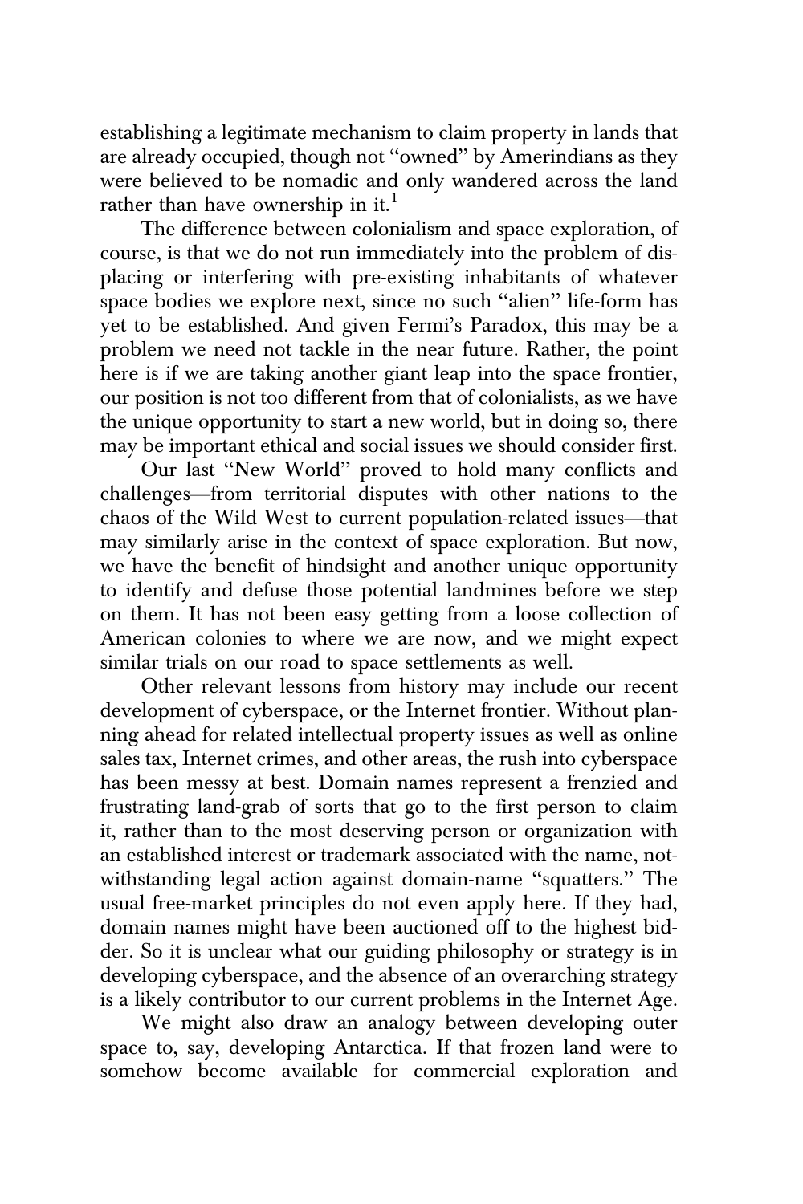establishing a legitimate mechanism to claim property in lands that are already occupied, though not "owned" by Amerindians as they were believed to be nomadic and only wandered across the land rather than have ownership in it.[1]

The difference between colonialism and space exploration, of course, is that we do not run immediately into the problem of displacing or interfering with pre-existing inhabitants of whatever space bodies we explore next, since no such "alien" life-form has yet to be established. And given Fermi's Paradox, this may be a problem we need not tackle in the near future. Rather, the point here is if we are taking another giant leap into the space frontier, our position is not too different from that of colonialists, as we have the unique opportunity to start a new world, but in doing so, there may be important ethical and social issues we should consider first.

Our last "New World" proved to hold many conflicts and challenges—from territorial disputes with other nations to the chaos of the Wild West to current population-related issues—that may similarly arise in the context of space exploration. But now, we have the benefit of hindsight and another unique opportunity to identify and defuse those potential landmines before we step on them. It has not been easy getting from a loose collection of American colonies to where we are now, and we might expect similar trials on our road to space settlements as well.

Other relevant lessons from history may include our recent development of cyberspace, or the Internet frontier. Without planning ahead for related intellectual property issues as well as online sales tax, Internet crimes, and other areas, the rush into cyberspace has been messy at best. Domain names represent a frenzied and frustrating land-grab of sorts that go to the first person to claim it, rather than to the most deserving person or organization with an established interest or trademark associated with the name, notwithstanding legal action against domain-name "squatters." The usual free-market principles do not even apply here. If they had, domain names might have been auctioned off to the highest bidder. So it is unclear what our guiding philosophy or strategy is in developing cyberspace, and the absence of an overarching strategy is a likely contributor to our current problems in the Internet Age.

We might also draw an analogy between developing outer space to, say, developing Antarctica. If that frozen land were to somehow become available for commercial exploration and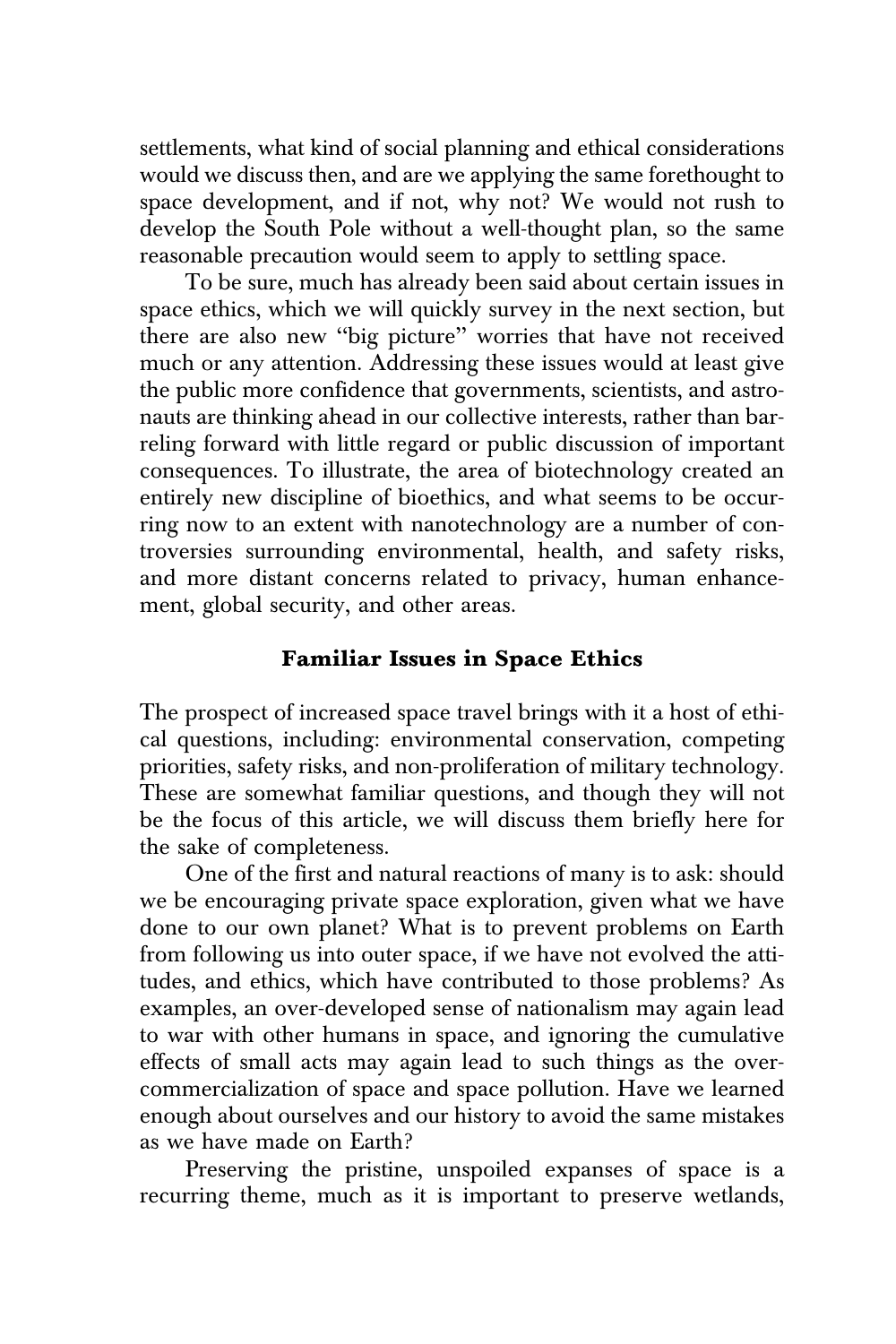settlements, what kind of social planning and ethical considerations would we discuss then, and are we applying the same forethought to space development, and if not, why not? We would not rush to develop the South Pole without a well-thought plan, so the same reasonable precaution would seem to apply to settling space.

To be sure, much has already been said about certain issues in space ethics, which we will quickly survey in the next section, but there are also new "big picture" worries that have not received much or any attention. Addressing these issues would at least give the public more confidence that governments, scientists, and astronauts are thinking ahead in our collective interests, rather than barreling forward with little regard or public discussion of important consequences. To illustrate, the area of biotechnology created an entirely new discipline of bioethics, and what seems to be occurring now to an extent with nanotechnology are a number of controversies surrounding environmental, health, and safety risks, and more distant concerns related to privacy, human enhancement, global security, and other areas.

## Familiar Issues in Space Ethics

The prospect of increased space travel brings with it a host of ethical questions, including: environmental conservation, competing priorities, safety risks, and non-proliferation of military technology. These are somewhat familiar questions, and though they will not be the focus of this article, we will discuss them briefly here for the sake of completeness.

One of the first and natural reactions of many is to ask: should we be encouraging private space exploration, given what we have done to our own planet? What is to prevent problems on Earth from following us into outer space, if we have not evolved the attitudes, and ethics, which have contributed to those problems? As examples, an over-developed sense of nationalism may again lead to war with other humans in space, and ignoring the cumulative effects of small acts may again lead to such things as the over-commercialization of space and space pollution. Have we learned enough about ourselves and our history to avoid the same mistakes as we have made on Earth?

Preserving the pristine, unspoiled expanses of space is a recurring theme, much as it is important to preserve wetlands,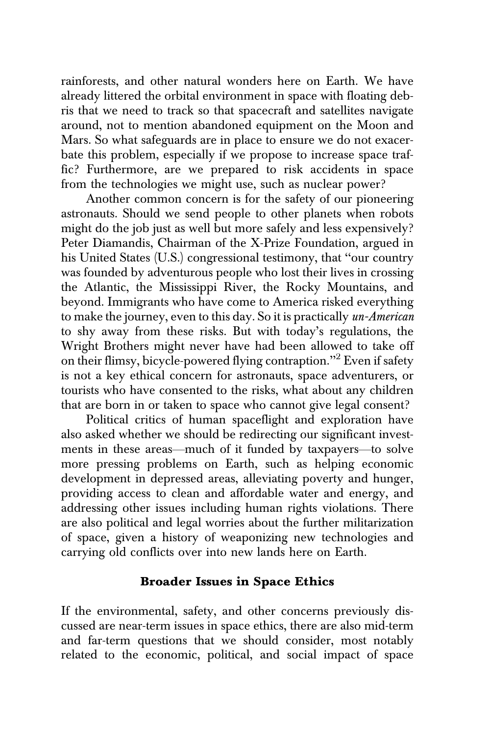rainforests, and other natural wonders here on Earth. We have already littered the orbital environment in space with floating debris that we need to track so that spacecraft and satellites navigate around, not to mention abandoned equipment on the Moon and Mars. So what safeguards are in place to ensure we do not exacerbate this problem, especially if we propose to increase space traffic? Furthermore, are we prepared to risk accidents in space from the technologies we might use, such as nuclear power?

Another common concern is for the safety of our pioneering astronauts. Should we send people to other planets when robots might do the job just as well but more safely and less expensively? Peter Diamandis, Chairman of the X-Prize Foundation, argued in his United States (U.S.) congressional testimony, that "our country was founded by adventurous people who lost their lives in crossing the Atlantic, the Mississippi River, the Rocky Mountains, and beyond. Immigrants who have come to America risked everything to make the journey, even to this day. So it is practically *un-American* to shy away from these risks. But with today's regulations, the Wright Brothers might never have had been allowed to take off on their flimsy, bicycle-powered flying contraption."[2] Even if safety is not a key ethical concern for astronauts, space adventurers, or tourists who have consented to the risks, what about any children that are born in or taken to space who cannot give legal consent?

Political critics of human spaceflight and exploration have also asked whether we should be redirecting our significant investments in these areas—much of it funded by taxpayers—to solve more pressing problems on Earth, such as helping economic development in depressed areas, alleviating poverty and hunger, providing access to clean and affordable water and energy, and addressing other issues including human rights violations. There are also political and legal worries about the further militarization of space, given a history of weaponizing new technologies and carrying old conflicts over into new lands here on Earth.

## Broader Issues in Space Ethics

If the environmental, safety, and other concerns previously discussed are near-term issues in space ethics, there are also mid-term and far-term questions that we should consider, most notably related to the economic, political, and social impact of space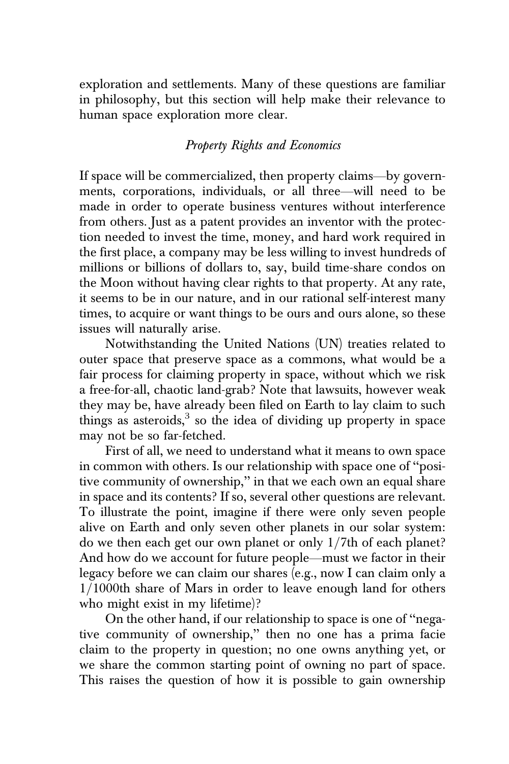exploration and settlements. Many of these questions are familiar in philosophy, but this section will help make their relevance to human space exploration more clear.

### *Property Rights and Economics*

If space will be commercialized, then property claims—by governments, corporations, individuals, or all three—will need to be made in order to operate business ventures without interference from others. Just as a patent provides an inventor with the protection needed to invest the time, money, and hard work required in the first place, a company may be less willing to invest hundreds of millions or billions of dollars to, say, build time-share condos on the Moon without having clear rights to that property. At any rate, it seems to be in our nature, and in our rational self-interest many times, to acquire or want things to be ours and ours alone, so these issues will naturally arise.

Notwithstanding the United Nations (UN) treaties related to outer space that preserve space as a commons, what would be a fair process for claiming property in space, without which we risk a free-for-all, chaotic land-grab? Note that lawsuits, however weak they may be, have already been filed on Earth to lay claim to such things as asteroids,[3] so the idea of dividing up property in space may not be so far-fetched.

First of all, we need to understand what it means to own space in common with others. Is our relationship with space one of "positive community of ownership," in that we each own an equal share in space and its contents? If so, several other questions are relevant. To illustrate the point, imagine if there were only seven people alive on Earth and only seven other planets in our solar system: do we then each get our own planet or only 1/7th of each planet? And how do we account for future people—must we factor in their legacy before we can claim our shares (e.g., now I can claim only a 1/1000th share of Mars in order to leave enough land for others who might exist in my lifetime)?

On the other hand, if our relationship to space is one of "negative community of ownership," then no one has a prima facie claim to the property in question; no one owns anything yet, or we share the common starting point of owning no part of space. This raises the question of how it is possible to gain ownership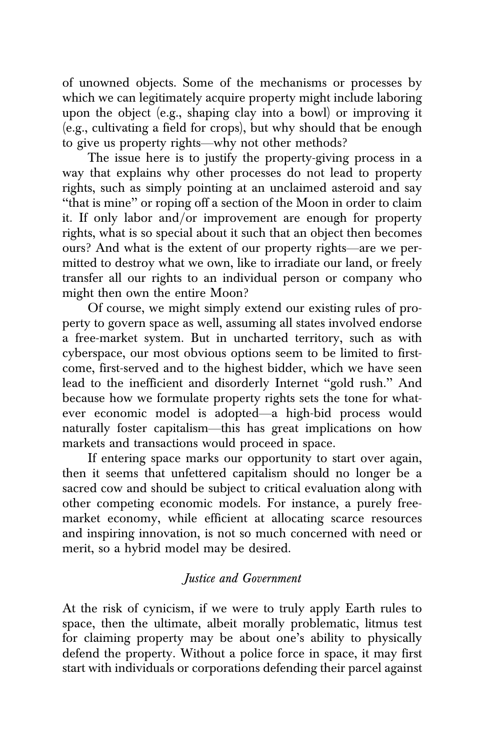of unowned objects. Some of the mechanisms or processes by which we can legitimately acquire property might include laboring upon the object (e.g., shaping clay into a bowl) or improving it (e.g., cultivating a field for crops), but why should that be enough to give us property rights—why not other methods?

The issue here is to justify the property-giving process in a way that explains why other processes do not lead to property rights, such as simply pointing at an unclaimed asteroid and say "that is mine" or roping off a section of the Moon in order to claim it. If only labor and/or improvement are enough for property rights, what is so special about it such that an object then becomes ours? And what is the extent of our property rights—are we permitted to destroy what we own, like to irradiate our land, or freely transfer all our rights to an individual person or company who might then own the entire Moon?

Of course, we might simply extend our existing rules of property to govern space as well, assuming all states involved endorse a free-market system. But in uncharted territory, such as with cyberspace, our most obvious options seem to be limited to first-come, first-served and to the highest bidder, which we have seen lead to the inefficient and disorderly Internet "gold rush." And because how we formulate property rights sets the tone for whatever economic model is adopted—a high-bid process would naturally foster capitalism—this has great implications on how markets and transactions would proceed in space.

If entering space marks our opportunity to start over again, then it seems that unfettered capitalism should no longer be a sacred cow and should be subject to critical evaluation along with other competing economic models. For instance, a purely free-market economy, while efficient at allocating scarce resources and inspiring innovation, is not so much concerned with need or merit, so a hybrid model may be desired.

### *Justice and Government*

At the risk of cynicism, if we were to truly apply Earth rules to space, then the ultimate, albeit morally problematic, litmus test for claiming property may be about one's ability to physically defend the property. Without a police force in space, it may first start with individuals or corporations defending their parcel against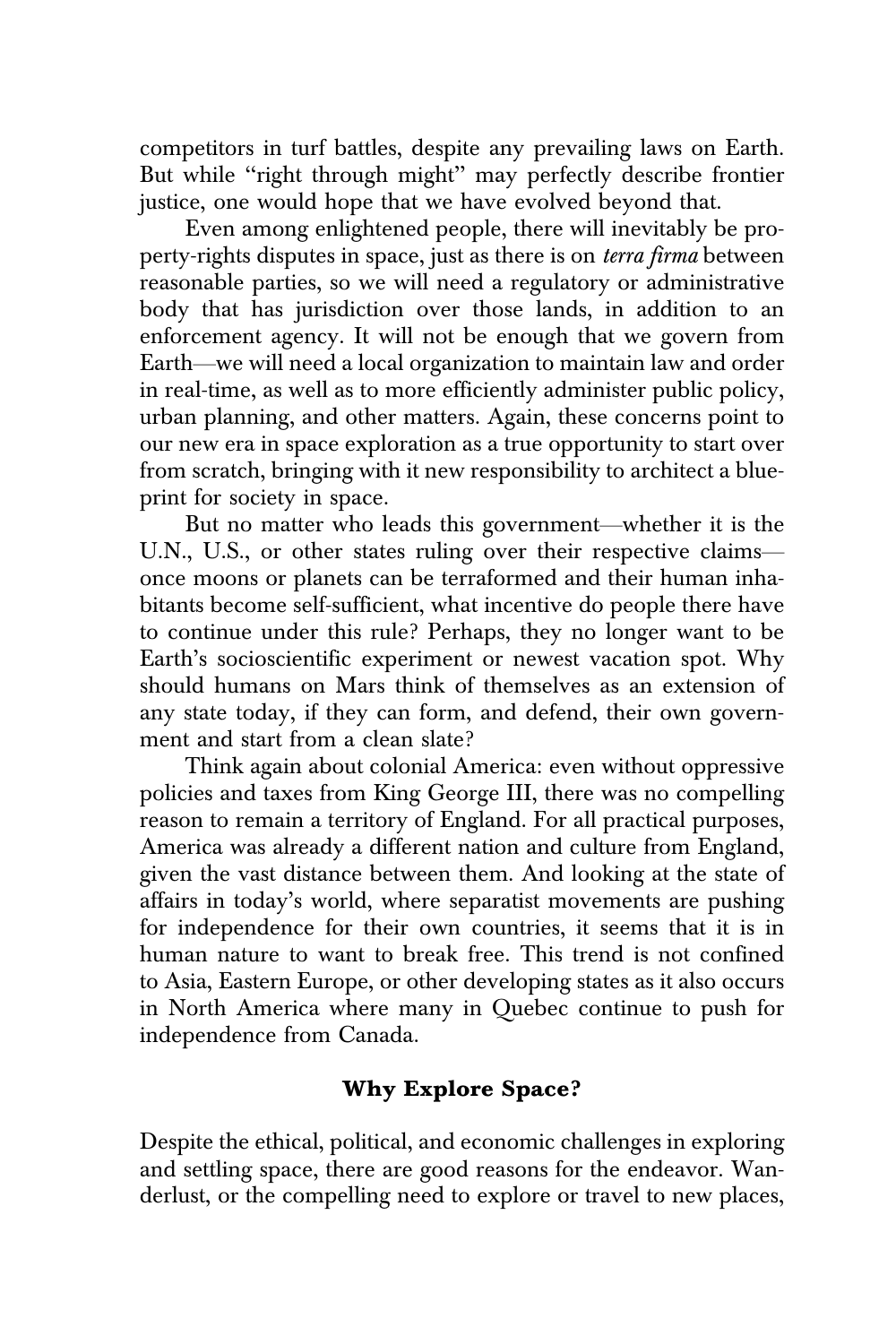competitors in turf battles, despite any prevailing laws on Earth. But while "right through might" may perfectly describe frontier justice, one would hope that we have evolved beyond that.

Even among enlightened people, there will inevitably be property-rights disputes in space, just as there is on *terra firma* between reasonable parties, so we will need a regulatory or administrative body that has jurisdiction over those lands, in addition to an enforcement agency. It will not be enough that we govern from Earth—we will need a local organization to maintain law and order in real-time, as well as to more efficiently administer public policy, urban planning, and other matters. Again, these concerns point to our new era in space exploration as a true opportunity to start over from scratch, bringing with it new responsibility to architect a blueprint for society in space.

But no matter who leads this government—whether it is the U.N., U.S., or other states ruling over their respective claims—once moons or planets can be terraformed and their human inhabitants become self-sufficient, what incentive do people there have to continue under this rule? Perhaps, they no longer want to be Earth's socioscientific experiment or newest vacation spot. Why should humans on Mars think of themselves as an extension of any state today, if they can form, and defend, their own government and start from a clean slate?

Think again about colonial America: even without oppressive policies and taxes from King George III, there was no compelling reason to remain a territory of England. For all practical purposes, America was already a different nation and culture from England, given the vast distance between them. And looking at the state of affairs in today's world, where separatist movements are pushing for independence for their own countries, it seems that it is in human nature to want to break free. This trend is not confined to Asia, Eastern Europe, or other developing states as it also occurs in North America where many in Quebec continue to push for independence from Canada.

## Why Explore Space?

Despite the ethical, political, and economic challenges in exploring and settling space, there are good reasons for the endeavor. Wanderlust, or the compelling need to explore or travel to new places,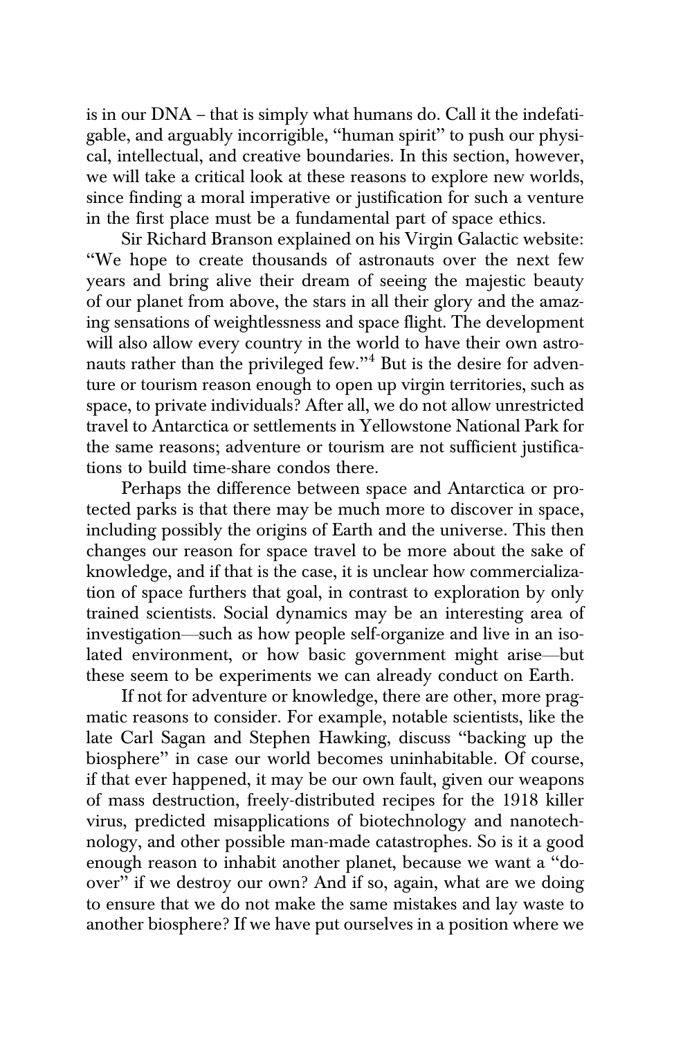is in our DNA – that is simply what humans do. Call it the indefatigable, and arguably incorrigible, "human spirit" to push our physical, intellectual, and creative boundaries. In this section, however, we will take a critical look at these reasons to explore new worlds, since finding a moral imperative or justification for such a venture in the first place must be a fundamental part of space ethics.

Sir Richard Branson explained on his Virgin Galactic website: "We hope to create thousands of astronauts over the next few years and bring alive their dream of seeing the majestic beauty of our planet from above, the stars in all their glory and the amazing sensations of weightlessness and space flight. The development will also allow every country in the world to have their own astronauts rather than the privileged few."[4] But is the desire for adventure or tourism reason enough to open up virgin territories, such as space, to private individuals? After all, we do not allow unrestricted travel to Antarctica or settlements in Yellowstone National Park for the same reasons; adventure or tourism are not sufficient justifications to build time-share condos there.

Perhaps the difference between space and Antarctica or protected parks is that there may be much more to discover in space, including possibly the origins of Earth and the universe. This then changes our reason for space travel to be more about the sake of knowledge, and if that is the case, it is unclear how commercialization of space furthers that goal, in contrast to exploration by only trained scientists. Social dynamics may be an interesting area of investigation—such as how people self-organize and live in an isolated environment, or how basic government might arise—but these seem to be experiments we can already conduct on Earth.

If not for adventure or knowledge, there are other, more pragmatic reasons to consider. For example, notable scientists, like the late Carl Sagan and Stephen Hawking, discuss "backing up the biosphere" in case our world becomes uninhabitable. Of course, if that ever happened, it may be our own fault, given our weapons of mass destruction, freely-distributed recipes for the 1918 killer virus, predicted misapplications of biotechnology and nanotechnology, and other possible man-made catastrophes. So is it a good enough reason to inhabit another planet, because we want a "do-over" if we destroy our own? And if so, again, what are we doing to ensure that we do not make the same mistakes and lay waste to another biosphere? If we have put ourselves in a position where we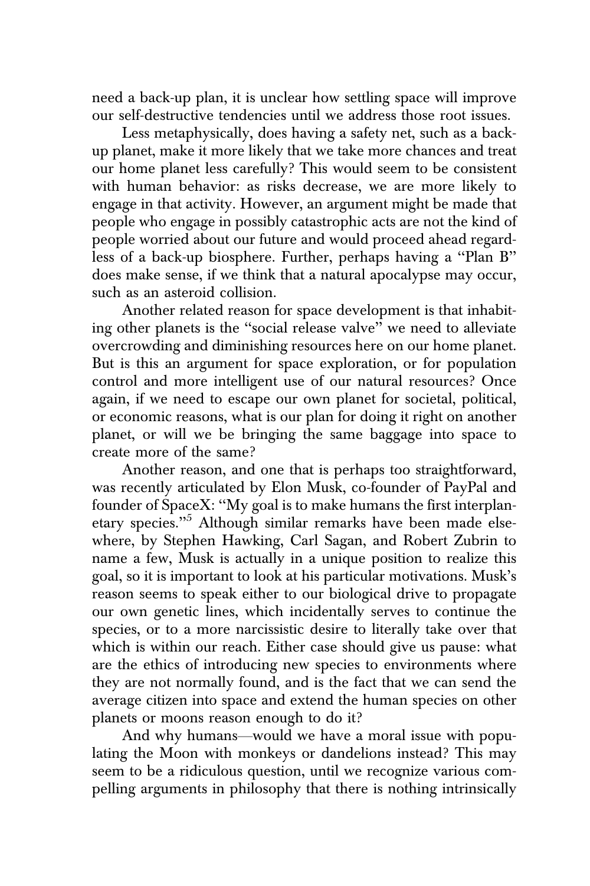need a back-up plan, it is unclear how settling space will improve our self-destructive tendencies until we address those root issues.

Less metaphysically, does having a safety net, such as a back-up planet, make it more likely that we take more chances and treat our home planet less carefully? This would seem to be consistent with human behavior: as risks decrease, we are more likely to engage in that activity. However, an argument might be made that people who engage in possibly catastrophic acts are not the kind of people worried about our future and would proceed ahead regardless of a back-up biosphere. Further, perhaps having a "Plan B" does make sense, if we think that a natural apocalypse may occur, such as an asteroid collision.

Another related reason for space development is that inhabiting other planets is the "social release valve" we need to alleviate overcrowding and diminishing resources here on our home planet. But is this an argument for space exploration, or for population control and more intelligent use of our natural resources? Once again, if we need to escape our own planet for societal, political, or economic reasons, what is our plan for doing it right on another planet, or will we be bringing the same baggage into space to create more of the same?

Another reason, and one that is perhaps too straightforward, was recently articulated by Elon Musk, co-founder of PayPal and founder of SpaceX: "My goal is to make humans the first interplanetary species."[5] Although similar remarks have been made elsewhere, by Stephen Hawking, Carl Sagan, and Robert Zubrin to name a few, Musk is actually in a unique position to realize this goal, so it is important to look at his particular motivations. Musk's reason seems to speak either to our biological drive to propagate our own genetic lines, which incidentally serves to continue the species, or to a more narcissistic desire to literally take over that which is within our reach. Either case should give us pause: what are the ethics of introducing new species to environments where they are not normally found, and is the fact that we can send the average citizen into space and extend the human species on other planets or moons reason enough to do it?

And why humans—would we have a moral issue with populating the Moon with monkeys or dandelions instead? This may seem to be a ridiculous question, until we recognize various compelling arguments in philosophy that there is nothing intrinsically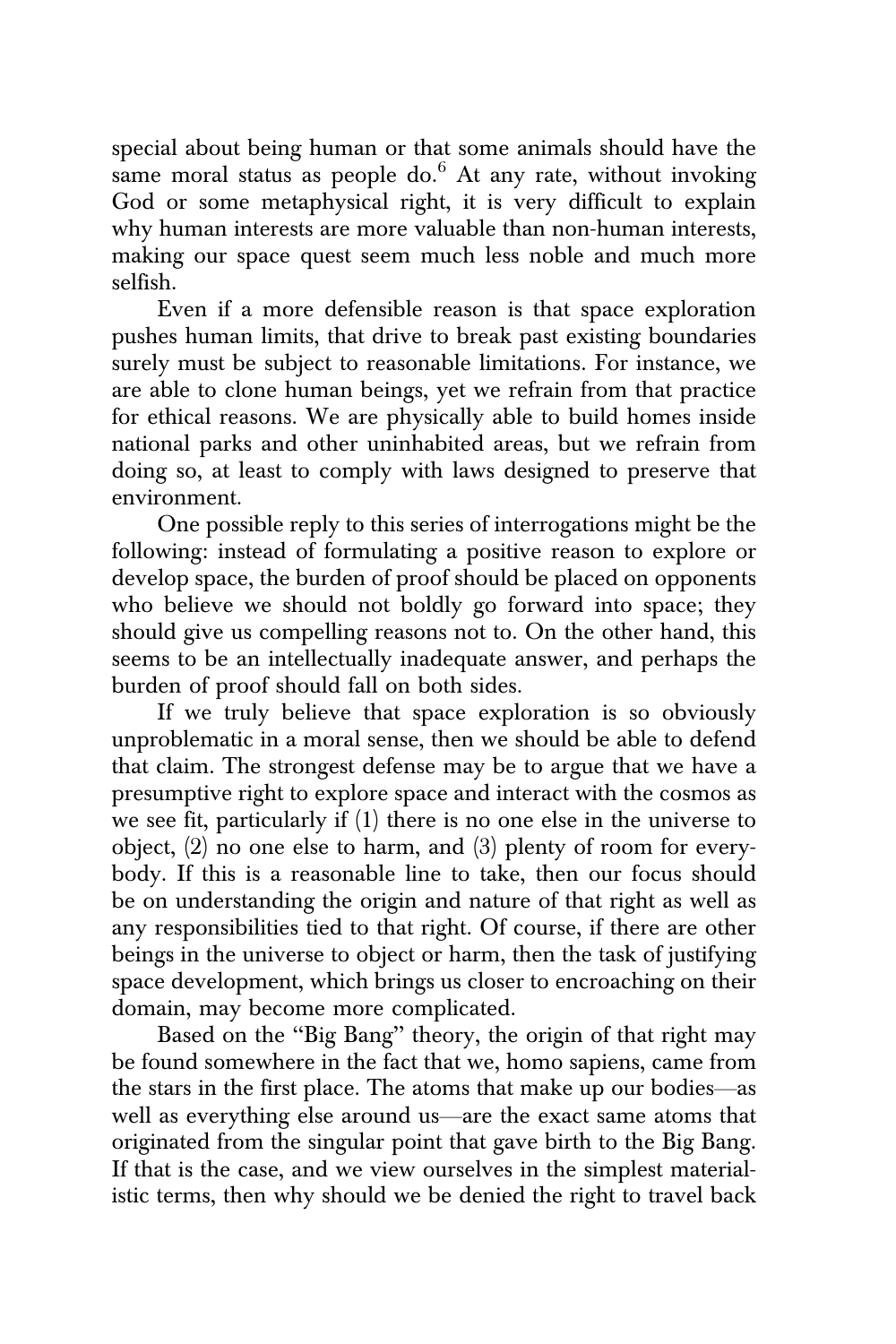special about being human or that some animals should have the same moral status as people do.[6] At any rate, without invoking God or some metaphysical right, it is very difficult to explain why human interests are more valuable than non-human interests, making our space quest seem much less noble and much more selfish.

Even if a more defensible reason is that space exploration pushes human limits, that drive to break past existing boundaries surely must be subject to reasonable limitations. For instance, we are able to clone human beings, yet we refrain from that practice for ethical reasons. We are physically able to build homes inside national parks and other uninhabited areas, but we refrain from doing so, at least to comply with laws designed to preserve that environment.

One possible reply to this series of interrogations might be the following: instead of formulating a positive reason to explore or develop space, the burden of proof should be placed on opponents who believe we should not boldly go forward into space; they should give us compelling reasons not to. On the other hand, this seems to be an intellectually inadequate answer, and perhaps the burden of proof should fall on both sides.

If we truly believe that space exploration is so obviously unproblematic in a moral sense, then we should be able to defend that claim. The strongest defense may be to argue that we have a presumptive right to explore space and interact with the cosmos as we see fit, particularly if (1) there is no one else in the universe to object, (2) no one else to harm, and (3) plenty of room for everybody. If this is a reasonable line to take, then our focus should be on understanding the origin and nature of that right as well as any responsibilities tied to that right. Of course, if there are other beings in the universe to object or harm, then the task of justifying space development, which brings us closer to encroaching on their domain, may become more complicated.

Based on the "Big Bang" theory, the origin of that right may be found somewhere in the fact that we, homo sapiens, came from the stars in the first place. The atoms that make up our bodies—as well as everything else around us—are the exact same atoms that originated from the singular point that gave birth to the Big Bang. If that is the case, and we view ourselves in the simplest materialistic terms, then why should we be denied the right to travel back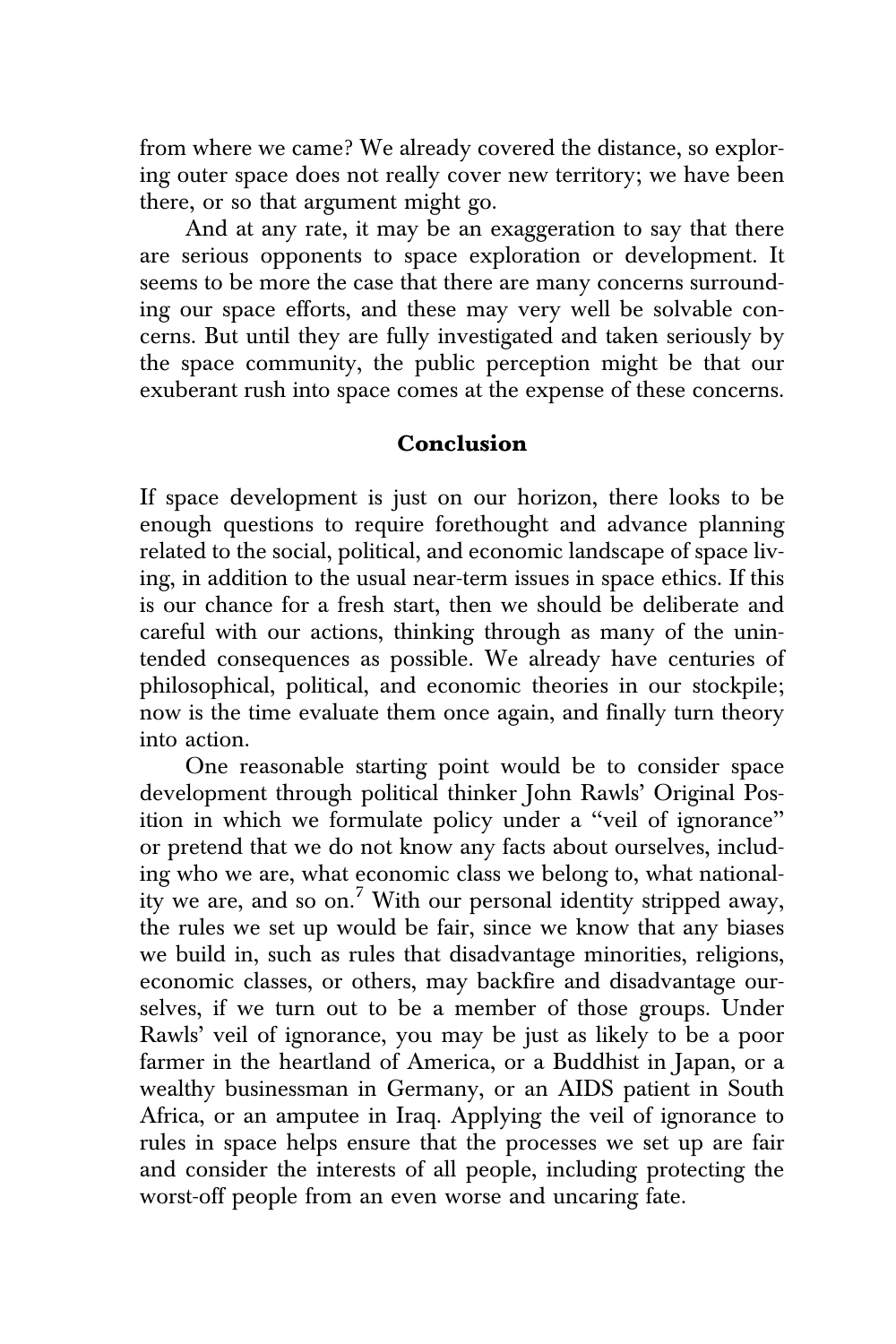from where we came? We already covered the distance, so exploring outer space does not really cover new territory; we have been there, or so that argument might go.

And at any rate, it may be an exaggeration to say that there are serious opponents to space exploration or development. It seems to be more the case that there are many concerns surrounding our space efforts, and these may very well be solvable concerns. But until they are fully investigated and taken seriously by the space community, the public perception might be that our exuberant rush into space comes at the expense of these concerns.

## Conclusion

If space development is just on our horizon, there looks to be enough questions to require forethought and advance planning related to the social, political, and economic landscape of space living, in addition to the usual near-term issues in space ethics. If this is our chance for a fresh start, then we should be deliberate and careful with our actions, thinking through as many of the unintended consequences as possible. We already have centuries of philosophical, political, and economic theories in our stockpile; now is the time evaluate them once again, and finally turn theory into action.

One reasonable starting point would be to consider space development through political thinker John Rawls' Original Position in which we formulate policy under a "veil of ignorance" or pretend that we do not know any facts about ourselves, including who we are, what economic class we belong to, what nationality we are, and so on.[7] With our personal identity stripped away, the rules we set up would be fair, since we know that any biases we build in, such as rules that disadvantage minorities, religions, economic classes, or others, may backfire and disadvantage ourselves, if we turn out to be a member of those groups. Under Rawls' veil of ignorance, you may be just as likely to be a poor farmer in the heartland of America, or a Buddhist in Japan, or a wealthy businessman in Germany, or an AIDS patient in South Africa, or an amputee in Iraq. Applying the veil of ignorance to rules in space helps ensure that the processes we set up are fair and consider the interests of all people, including protecting the worst-off people from an even worse and uncaring fate.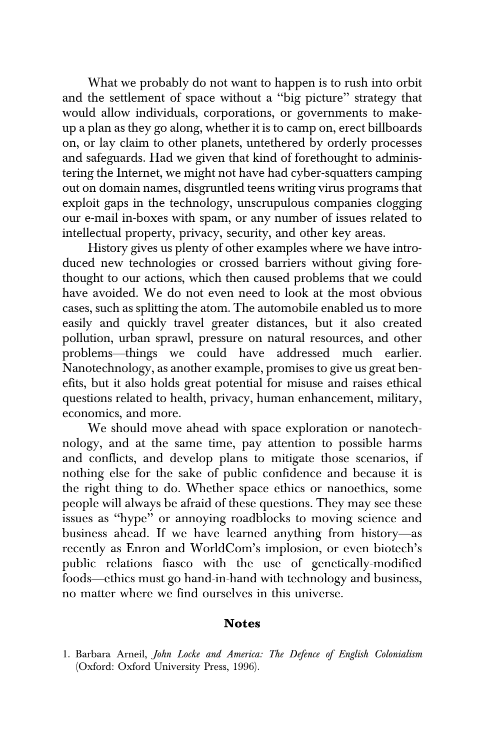What we probably do not want to happen is to rush into orbit and the settlement of space without a "big picture" strategy that would allow individuals, corporations, or governments to make-up a plan as they go along, whether it is to camp on, erect billboards on, or lay claim to other planets, untethered by orderly processes and safeguards. Had we given that kind of forethought to administering the Internet, we might not have had cyber-squatters camping out on domain names, disgruntled teens writing virus programs that exploit gaps in the technology, unscrupulous companies clogging our e-mail in-boxes with spam, or any number of issues related to intellectual property, privacy, security, and other key areas.

History gives us plenty of other examples where we have introduced new technologies or crossed barriers without giving forethought to our actions, which then caused problems that we could have avoided. We do not even need to look at the most obvious cases, such as splitting the atom. The automobile enabled us to more easily and quickly travel greater distances, but it also created pollution, urban sprawl, pressure on natural resources, and other problems—things we could have addressed much earlier. Nanotechnology, as another example, promises to give us great benefits, but it also holds great potential for misuse and raises ethical questions related to health, privacy, human enhancement, military, economics, and more.

We should move ahead with space exploration or nanotechnology, and at the same time, pay attention to possible harms and conflicts, and develop plans to mitigate those scenarios, if nothing else for the sake of public confidence and because it is the right thing to do. Whether space ethics or nanoethics, some people will always be afraid of these questions. They may see these issues as "hype" or annoying roadblocks to moving science and business ahead. If we have learned anything from history—as recently as Enron and WorldCom's implosion, or even biotech's public relations fiasco with the use of genetically-modified foods—ethics must go hand-in-hand with technology and business, no matter where we find ourselves in this universe.

## Notes

1. Barbara Arneil, *John Locke and America: The Defence of English Colonialism* (Oxford: Oxford University Press, 1996).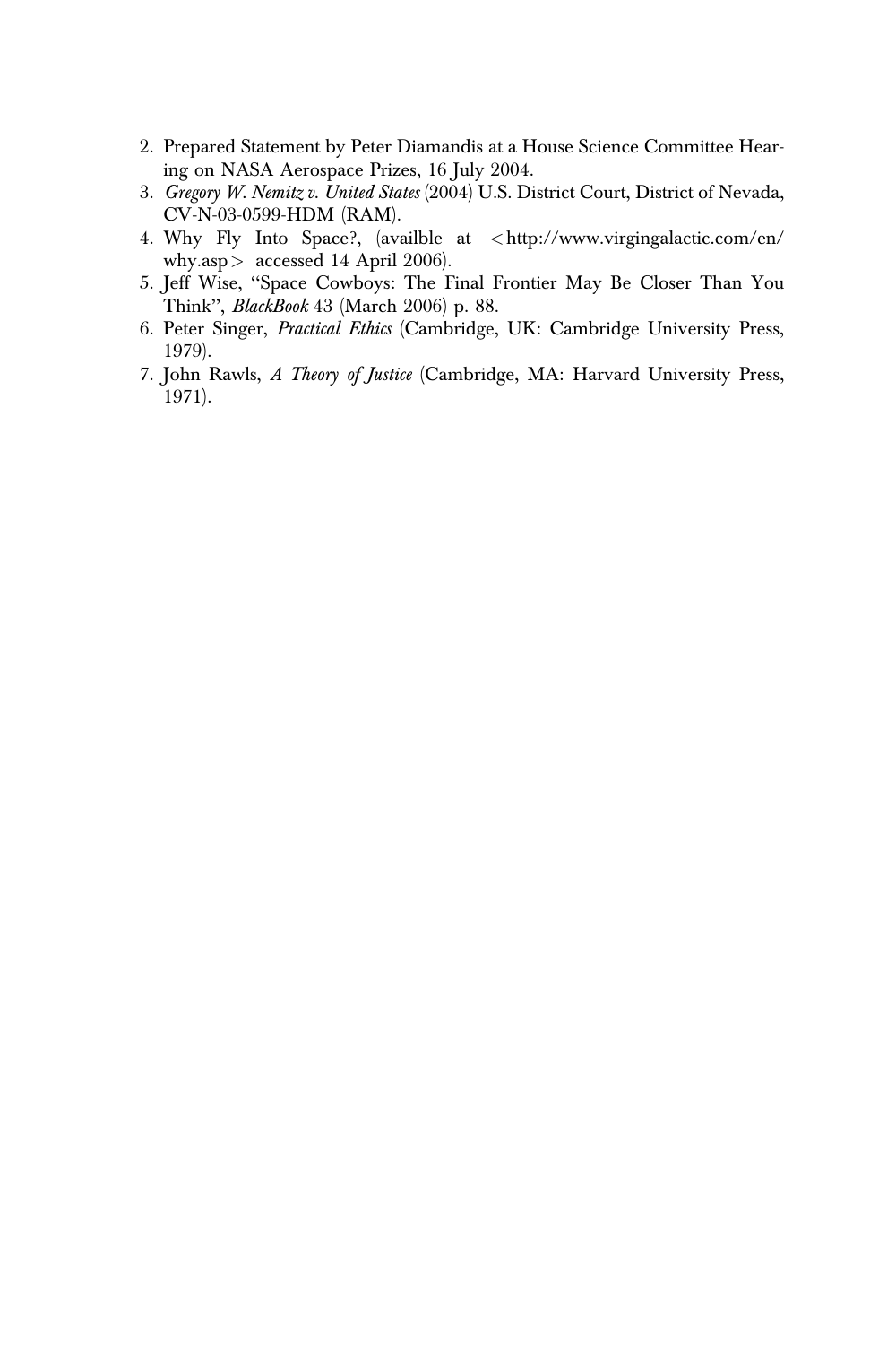2. Prepared Statement by Peter Diamandis at a House Science Committee Hearing on NASA Aerospace Prizes, 16 July 2004.
3. *Gregory W. Nemitz v. United States* (2004) U.S. District Court, District of Nevada, CV-N-03-0599-HDM (RAM).
4. Why Fly Into Space?, (availble at <http://www.virgingalactic.com/en/why.asp> accessed 14 April 2006).
5. Jeff Wise, "Space Cowboys: The Final Frontier May Be Closer Than You Think", *BlackBook* 43 (March 2006) p. 88.
6. Peter Singer, *Practical Ethics* (Cambridge, UK: Cambridge University Press, 1979).
7. John Rawls, *A Theory of Justice* (Cambridge, MA: Harvard University Press, 1971).